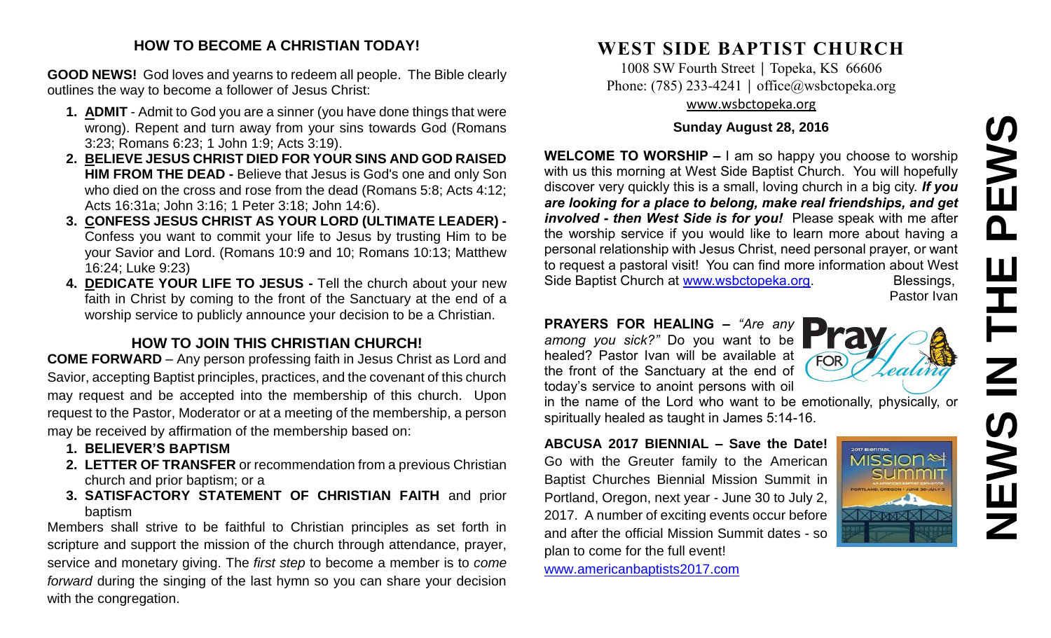## HOW TO BECOME A CHRISTIAN TODAY!

**GOOD NEWS!** God loves and yearns to redeem all people. The Bible clearly outlines the way to become a follower of Jesus Christ:

1. **ADMIT** - Admit to God you are a sinner (you have done things that were wrong). Repent and turn away from your sins towards God (Romans 3:23; Romans 6:23; 1 John 1:9; Acts 3:19).
2. **BELIEVE JESUS CHRIST DIED FOR YOUR SINS AND GOD RAISED HIM FROM THE DEAD -** Believe that Jesus is God's one and only Son who died on the cross and rose from the dead (Romans 5:8; Acts 4:12; Acts 16:31a; John 3:16; 1 Peter 3:18; John 14:6).
3. **CONFESS JESUS CHRIST AS YOUR LORD (ULTIMATE LEADER) -** Confess you want to commit your life to Jesus by trusting Him to be your Savior and Lord. (Romans 10:9 and 10; Romans 10:13; Matthew 16:24; Luke 9:23)
4. **DEDICATE YOUR LIFE TO JESUS -** Tell the church about your new faith in Christ by coming to the front of the Sanctuary at the end of a worship service to publicly announce your decision to be a Christian.

## HOW TO JOIN THIS CHRISTIAN CHURCH!

**COME FORWARD** – Any person professing faith in Jesus Christ as Lord and Savior, accepting Baptist principles, practices, and the covenant of this church may request and be accepted into the membership of this church. Upon request to the Pastor, Moderator or at a meeting of the membership, a person may be received by affirmation of the membership based on:

1. **BELIEVER'S BAPTISM**
2. **LETTER OF TRANSFER** or recommendation from a previous Christian church and prior baptism; or a
3. **SATISFACTORY STATEMENT OF CHRISTIAN FAITH** and prior baptism

Members shall strive to be faithful to Christian principles as set forth in scripture and support the mission of the church through attendance, prayer, service and monetary giving. The *first step* to become a member is to *come forward* during the singing of the last hymn so you can share your decision with the congregation.

# WEST SIDE BAPTIST CHURCH

1008 SW Fourth Street | Topeka, KS 66606
Phone: (785) 233-4241 | office@wsbctopeka.org
www.wsbctopeka.org

**Sunday August 28, 2016**

# NEWS IN THE PEWS

**WELCOME TO WORSHIP –** I am so happy you choose to worship with us this morning at West Side Baptist Church. You will hopefully discover very quickly this is a small, loving church in a big city. ***If you are looking for a place to belong, make real friendships, and get involved - then West Side is for you!*** Please speak with me after the worship service if you would like to learn more about having a personal relationship with Jesus Christ, need personal prayer, or want to request a pastoral visit! You can find more information about West Side Baptist Church at www.wsbctopeka.org. Blessings,
Pastor Ivan

**PRAYERS FOR HEALING –** *"Are any among you sick?"* Do you want to be healed? Pastor Ivan will be available at the front of the Sanctuary at the end of today's service to anoint persons with oil in the name of the Lord who want to be emotionally, physically, or spiritually healed as taught in James 5:14-16.

**ABCUSA 2017 BIENNIAL – Save the Date!** Go with the Greuter family to the American Baptist Churches Biennial Mission Summit in Portland, Oregon, next year - June 30 to July 2, 2017. A number of exciting events occur before and after the official Mission Summit dates - so plan to come for the full event!
www.americanbaptists2017.com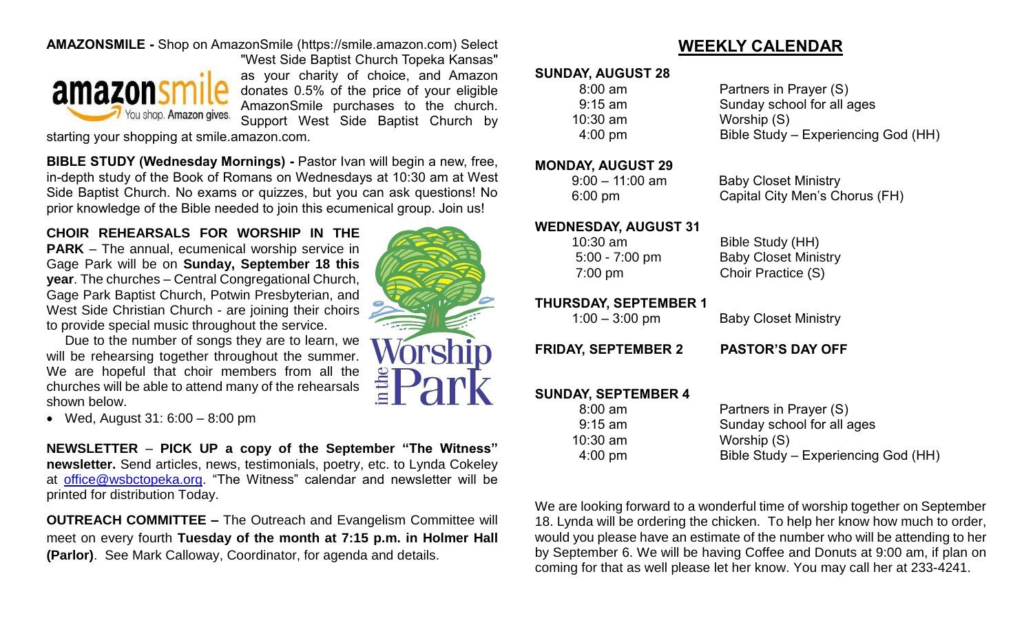**AMAZONSMILE -** Shop on AmazonSmile (https://smile.amazon.com) Select "West Side Baptist Church Topeka Kansas" as your charity of choice, and Amazon donates 0.5% of the price of your eligible AmazonSmile purchases to the church. Support West Side Baptist Church by starting your shopping at smile.amazon.com.

**BIBLE STUDY (Wednesday Mornings) -** Pastor Ivan will begin a new, free, in-depth study of the Book of Romans on Wednesdays at 10:30 am at West Side Baptist Church. No exams or quizzes, but you can ask questions! No prior knowledge of the Bible needed to join this ecumenical group. Join us!

**CHOIR REHEARSALS FOR WORSHIP IN THE PARK** – The annual, ecumenical worship service in Gage Park will be on **Sunday, September 18 this year**. The churches – Central Congregational Church, Gage Park Baptist Church, Potwin Presbyterian, and West Side Christian Church - are joining their choirs to provide special music throughout the service.

Due to the number of songs they are to learn, we will be rehearsing together throughout the summer. We are hopeful that choir members from all the churches will be able to attend many of the rehearsals shown below.

- Wed, August 31: 6:00 – 8:00 pm

**NEWSLETTER** – **PICK UP a copy of the September "The Witness" newsletter.** Send articles, news, testimonials, poetry, etc. to Lynda Cokeley at office@wsbctopeka.org. "The Witness" calendar and newsletter will be printed for distribution Today.

**OUTREACH COMMITTEE –** The Outreach and Evangelism Committee will meet on every fourth **Tuesday of the month at 7:15 p.m. in Holmer Hall (Parlor)**. See Mark Calloway, Coordinator, for agenda and details.

## WEEKLY CALENDAR

**SUNDAY, AUGUST 28**

| | |
|---|---|
| 8:00 am | Partners in Prayer (S) |
| 9:15 am | Sunday school for all ages |
| 10:30 am | Worship (S) |
| 4:00 pm | Bible Study – Experiencing God (HH) |

**MONDAY, AUGUST 29**

| | |
|---|---|
| 9:00 – 11:00 am | Baby Closet Ministry |
| 6:00 pm | Capital City Men's Chorus (FH) |

**WEDNESDAY, AUGUST 31**

| | |
|---|---|
| 10:30 am | Bible Study (HH) |
| 5:00 - 7:00 pm | Baby Closet Ministry |
| 7:00 pm | Choir Practice (S) |

**THURSDAY, SEPTEMBER 1**

| | |
|---|---|
| 1:00 – 3:00 pm | Baby Closet Ministry |

**FRIDAY, SEPTEMBER 2** **PASTOR'S DAY OFF**

**SUNDAY, SEPTEMBER 4**

| | |
|---|---|
| 8:00 am | Partners in Prayer (S) |
| 9:15 am | Sunday school for all ages |
| 10:30 am | Worship (S) |
| 4:00 pm | Bible Study – Experiencing God (HH) |

We are looking forward to a wonderful time of worship together on September 18. Lynda will be ordering the chicken. To help her know how much to order, would you please have an estimate of the number who will be attending to her by September 6. We will be having Coffee and Donuts at 9:00 am, if plan on coming for that as well please let her know. You may call her at 233-4241.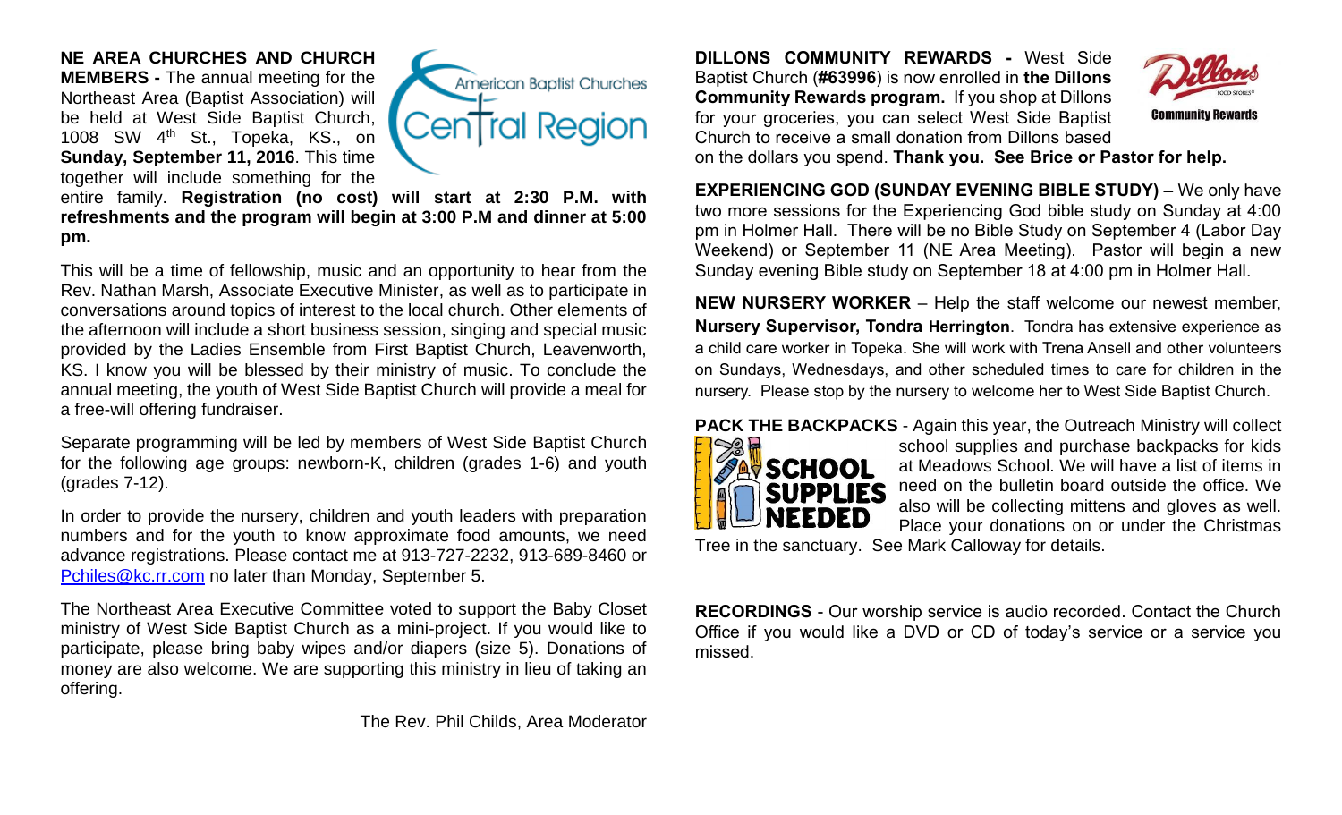**NE AREA CHURCHES AND CHURCH MEMBERS -** The annual meeting for the Northeast Area (Baptist Association) will be held at West Side Baptist Church, 1008 SW 4th St., Topeka, KS., on **Sunday, September 11, 2016**. This time together will include something for the entire family. **Registration (no cost) will start at 2:30 P.M. with refreshments and the program will begin at 3:00 P.M and dinner at 5:00 pm.**

This will be a time of fellowship, music and an opportunity to hear from the Rev. Nathan Marsh, Associate Executive Minister, as well as to participate in conversations around topics of interest to the local church. Other elements of the afternoon will include a short business session, singing and special music provided by the Ladies Ensemble from First Baptist Church, Leavenworth, KS. I know you will be blessed by their ministry of music. To conclude the annual meeting, the youth of West Side Baptist Church will provide a meal for a free-will offering fundraiser.

Separate programming will be led by members of West Side Baptist Church for the following age groups: newborn-K, children (grades 1-6) and youth (grades 7-12).

In order to provide the nursery, children and youth leaders with preparation numbers and for the youth to know approximate food amounts, we need advance registrations. Please contact me at 913-727-2232, 913-689-8460 or Pchiles@kc.rr.com no later than Monday, September 5.

The Northeast Area Executive Committee voted to support the Baby Closet ministry of West Side Baptist Church as a mini-project. If you would like to participate, please bring baby wipes and/or diapers (size 5). Donations of money are also welcome. We are supporting this ministry in lieu of taking an offering.

The Rev. Phil Childs, Area Moderator

**DILLONS COMMUNITY REWARDS -** West Side Baptist Church (**#63996**) is now enrolled in **the Dillons Community Rewards program.** If you shop at Dillons for your groceries, you can select West Side Baptist Church to receive a small donation from Dillons based on the dollars you spend. **Thank you. See Brice or Pastor for help.**

**EXPERIENCING GOD (SUNDAY EVENING BIBLE STUDY) –** We only have two more sessions for the Experiencing God bible study on Sunday at 4:00 pm in Holmer Hall. There will be no Bible Study on September 4 (Labor Day Weekend) or September 11 (NE Area Meeting). Pastor will begin a new Sunday evening Bible study on September 18 at 4:00 pm in Holmer Hall.

**NEW NURSERY WORKER** – Help the staff welcome our newest member, **Nursery Supervisor, Tondra Herrington**. Tondra has extensive experience as a child care worker in Topeka. She will work with Trena Ansell and other volunteers on Sundays, Wednesdays, and other scheduled times to care for children in the nursery. Please stop by the nursery to welcome her to West Side Baptist Church.

**PACK THE BACKPACKS** - Again this year, the Outreach Ministry will collect school supplies and purchase backpacks for kids at Meadows School. We will have a list of items in need on the bulletin board outside the office. We also will be collecting mittens and gloves as well. Place your donations on or under the Christmas Tree in the sanctuary. See Mark Calloway for details.

**RECORDINGS** - Our worship service is audio recorded. Contact the Church Office if you would like a DVD or CD of today's service or a service you missed.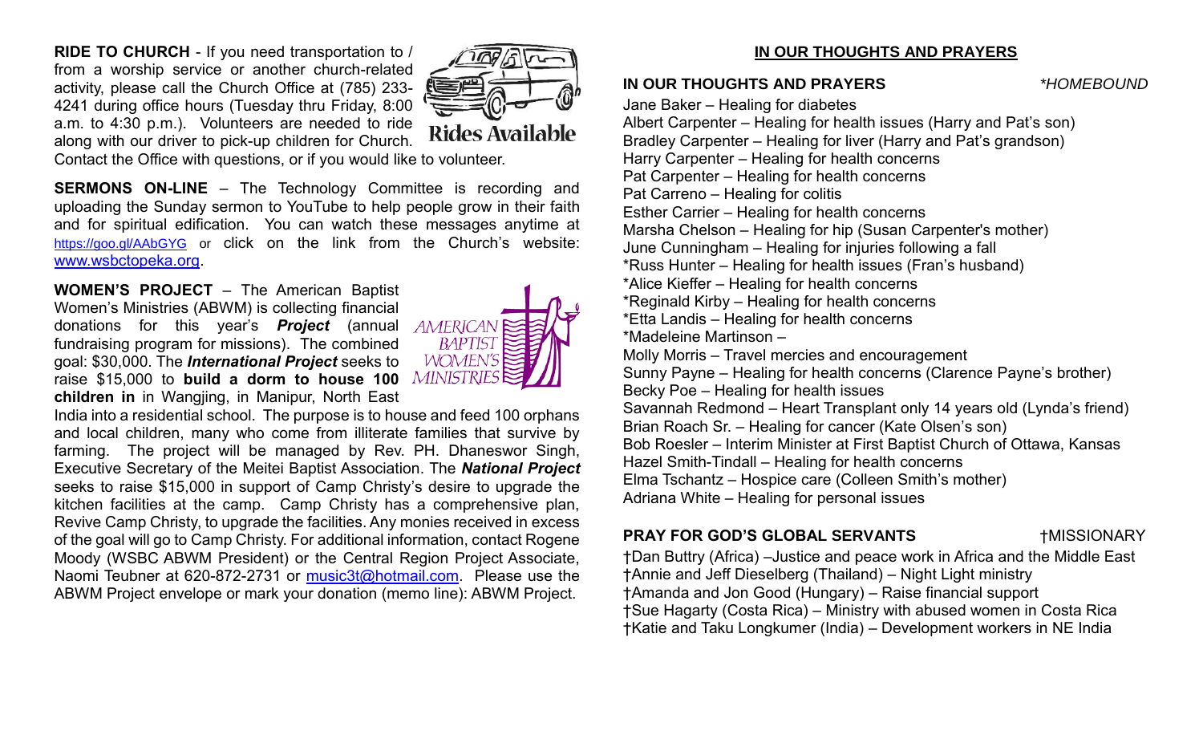**RIDE TO CHURCH** - If you need transportation to / from a worship service or another church-related activity, please call the Church Office at (785) 233-4241 during office hours (Tuesday thru Friday, 8:00 a.m. to 4:30 p.m.). Volunteers are needed to ride along with our driver to pick-up children for Church. Contact the Office with questions, or if you would like to volunteer.

Rides Available

**SERMONS ON-LINE** – The Technology Committee is recording and uploading the Sunday sermon to YouTube to help people grow in their faith and for spiritual edification. You can watch these messages anytime at https://goo.gl/AAbGYG or click on the link from the Church's website: www.wsbctopeka.org.

**WOMEN'S PROJECT** – The American Baptist Women's Ministries (ABWM) is collecting financial donations for this year's ***Project*** (annual fundraising program for missions). The combined goal: $30,000. The ***International Project*** seeks to raise $15,000 to **build a dorm to house 100 children in** in Wangjing, in Manipur, North East India into a residential school. The purpose is to house and feed 100 orphans and local children, many who come from illiterate families that survive by farming. The project will be managed by Rev. PH. Dhaneswor Singh, Executive Secretary of the Meitei Baptist Association. The ***National Project*** seeks to raise $15,000 in support of Camp Christy's desire to upgrade the kitchen facilities at the camp. Camp Christy has a comprehensive plan, Revive Camp Christy, to upgrade the facilities. Any monies received in excess of the goal will go to Camp Christy. For additional information, contact Rogene Moody (WSBC ABWM President) or the Central Region Project Associate, Naomi Teubner at 620-872-2731 or music3t@hotmail.com. Please use the ABWM Project envelope or mark your donation (memo line): ABWM Project.

AMERICAN BAPTIST WOMEN'S MINISTRIES

## IN OUR THOUGHTS AND PRAYERS

**IN OUR THOUGHTS AND PRAYERS** *\*HOMEBOUND*

Jane Baker – Healing for diabetes
Albert Carpenter – Healing for health issues (Harry and Pat's son)
Bradley Carpenter – Healing for liver (Harry and Pat's grandson)
Harry Carpenter – Healing for health concerns
Pat Carpenter – Healing for health concerns
Pat Carreno – Healing for colitis
Esther Carrier – Healing for health concerns
Marsha Chelson – Healing for hip (Susan Carpenter's mother)
June Cunningham – Healing for injuries following a fall
*Russ Hunter – Healing for health issues (Fran's husband)
*Alice Kieffer – Healing for health concerns
*Reginald Kirby – Healing for health concerns
*Etta Landis – Healing for health concerns
*Madeleine Martinson –
Molly Morris – Travel mercies and encouragement
Sunny Payne – Healing for health concerns (Clarence Payne's brother)
Becky Poe – Healing for health issues
Savannah Redmond – Heart Transplant only 14 years old (Lynda's friend)
Brian Roach Sr. – Healing for cancer (Kate Olsen's son)
Bob Roesler – Interim Minister at First Baptist Church of Ottawa, Kansas
Hazel Smith-Tindall – Healing for health concerns
Elma Tschantz – Hospice care (Colleen Smith's mother)
Adriana White – Healing for personal issues

**PRAY FOR GOD'S GLOBAL SERVANTS** †MISSIONARY

†Dan Buttry (Africa) –Justice and peace work in Africa and the Middle East
†Annie and Jeff Dieselberg (Thailand) – Night Light ministry
†Amanda and Jon Good (Hungary) – Raise financial support
†Sue Hagarty (Costa Rica) – Ministry with abused women in Costa Rica
†Katie and Taku Longkumer (India) – Development workers in NE India